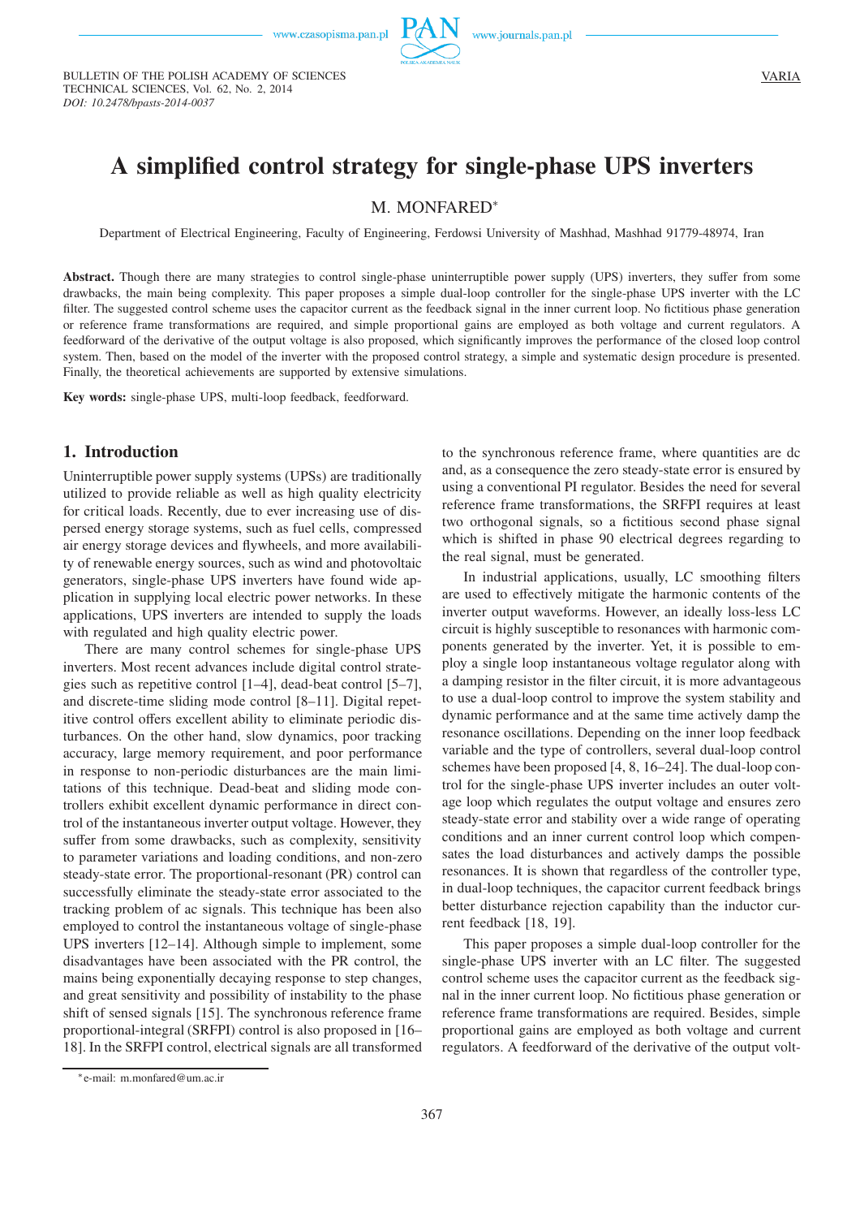# A simplified control strategy for single-phase UPS inverters

M. MONFARED*

Department of Electrical Engineering, Faculty of Engineering, Ferdowsi University of Mashhad, Mashhad 91779-48974, Iran

**Abstract.** Though there are many strategies to control single-phase uninterruptible power supply (UPS) inverters, they suffer from some drawbacks, the main being complexity. This paper proposes a simple dual-loop controller for the single-phase UPS inverter with the LC filter. The suggested control scheme uses the capacitor current as the feedback signal in the inner current loop. No fictitious phase generation or reference frame transformations are required, and simple proportional gains are employed as both voltage and current regulators. A feedforward of the derivative of the output voltage is also proposed, which significantly improves the performance of the closed loop control system. Then, based on the model of the inverter with the proposed control strategy, a simple and systematic design procedure is presented. Finally, the theoretical achievements are supported by extensive simulations.

**Key words:** single-phase UPS, multi-loop feedback, feedforward.

## 1. Introduction

Uninterruptible power supply systems (UPSs) are traditionally utilized to provide reliable as well as high quality electricity for critical loads. Recently, due to ever increasing use of dispersed energy storage systems, such as fuel cells, compressed air energy storage devices and flywheels, and more availability of renewable energy sources, such as wind and photovoltaic generators, single-phase UPS inverters have found wide application in supplying local electric power networks. In these applications, UPS inverters are intended to supply the loads with regulated and high quality electric power.

There are many control schemes for single-phase UPS inverters. Most recent advances include digital control strategies such as repetitive control [1–4], dead-beat control [5–7], and discrete-time sliding mode control [8–11]. Digital repetitive control offers excellent ability to eliminate periodic disturbances. On the other hand, slow dynamics, poor tracking accuracy, large memory requirement, and poor performance in response to non-periodic disturbances are the main limitations of this technique. Dead-beat and sliding mode controllers exhibit excellent dynamic performance in direct control of the instantaneous inverter output voltage. However, they suffer from some drawbacks, such as complexity, sensitivity to parameter variations and loading conditions, and non-zero steady-state error. The proportional-resonant (PR) control can successfully eliminate the steady-state error associated to the tracking problem of ac signals. This technique has been also employed to control the instantaneous voltage of single-phase UPS inverters [12–14]. Although simple to implement, some disadvantages have been associated with the PR control, the mains being exponentially decaying response to step changes, and great sensitivity and possibility of instability to the phase shift of sensed signals [15]. The synchronous reference frame proportional-integral (SRFPI) control is also proposed in [16–18]. In the SRFPI control, electrical signals are all transformed to the synchronous reference frame, where quantities are dc and, as a consequence the zero steady-state error is ensured by using a conventional PI regulator. Besides the need for several reference frame transformations, the SRFPI requires at least two orthogonal signals, so a fictitious second phase signal which is shifted in phase 90 electrical degrees regarding to the real signal, must be generated.

In industrial applications, usually, LC smoothing filters are used to effectively mitigate the harmonic contents of the inverter output waveforms. However, an ideally loss-less LC circuit is highly susceptible to resonances with harmonic components generated by the inverter. Yet, it is possible to employ a single loop instantaneous voltage regulator along with a damping resistor in the filter circuit, it is more advantageous to use a dual-loop control to improve the system stability and dynamic performance and at the same time actively damp the resonance oscillations. Depending on the inner loop feedback variable and the type of controllers, several dual-loop control schemes have been proposed [4, 8, 16–24]. The dual-loop control for the single-phase UPS inverter includes an outer voltage loop which regulates the output voltage and ensures zero steady-state error and stability over a wide range of operating conditions and an inner current control loop which compensates the load disturbances and actively damps the possible resonances. It is shown that regardless of the controller type, in dual-loop techniques, the capacitor current feedback brings better disturbance rejection capability than the inductor current feedback [18, 19].

This paper proposes a simple dual-loop controller for the single-phase UPS inverter with an LC filter. The suggested control scheme uses the capacitor current as the feedback signal in the inner current loop. No fictitious phase generation or reference frame transformations are required. Besides, simple proportional gains are employed as both voltage and current regulators. A feedforward of the derivative of the output volt-

*e-mail: m.monfared@um.ac.ir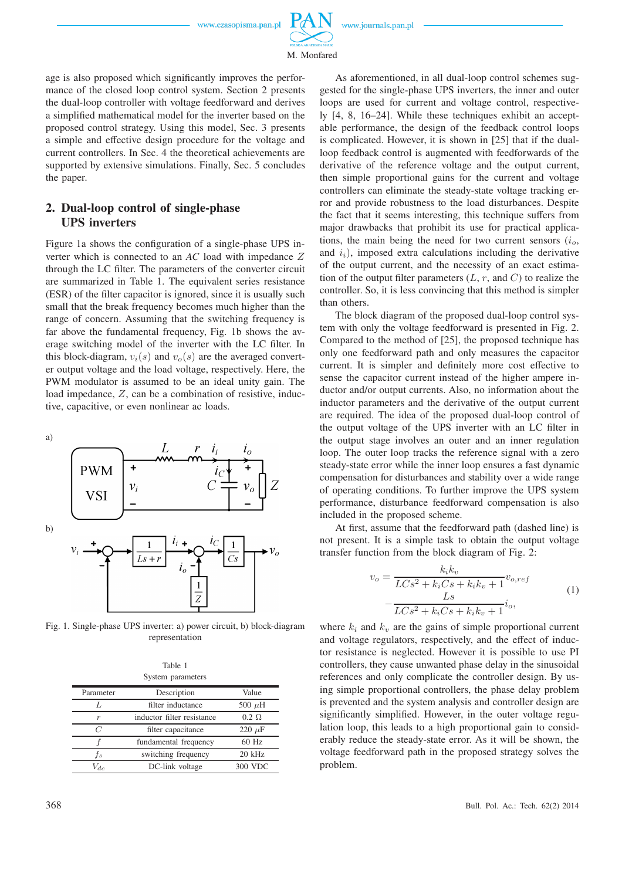age is also proposed which significantly improves the performance of the closed loop control system. Section 2 presents the dual-loop controller with voltage feedforward and derives a simplified mathematical model for the inverter based on the proposed control strategy. Using this model, Sec. 3 presents a simple and effective design procedure for the voltage and current controllers. In Sec. 4 the theoretical achievements are supported by extensive simulations. Finally, Sec. 5 concludes the paper.

## 2. Dual-loop control of single-phase UPS inverters

Figure 1a shows the configuration of a single-phase UPS inverter which is connected to an *AC* load with impedance $Z$ through the LC filter. The parameters of the converter circuit are summarized in Table 1. The equivalent series resistance (ESR) of the filter capacitor is ignored, since it is usually such small that the break frequency becomes much higher than the range of concern. Assuming that the switching frequency is far above the fundamental frequency, Fig. 1b shows the average switching model of the inverter with the LC filter. In this block-diagram, $v_i(s)$ and $v_o(s)$ are the averaged converter output voltage and the load voltage, respectively. Here, the PWM modulator is assumed to be an ideal unity gain. The load impedance, $Z$, can be a combination of resistive, inductive, capacitive, or even nonlinear ac loads.

Fig. 1. Single-phase UPS inverter: a) power circuit, b) block-diagram representation

Table 1
System parameters

| Parameter | Description | Value |
|---|---|---|
| $L$ | filter inductance | 500 $\mu$H |
| $r$ | inductor filter resistance | 0.2 $\Omega$ |
| $C$ | filter capacitance | 220 $\mu$F |
| $f$ | fundamental frequency | 60 Hz |
| $f_s$ | switching frequency | 20 kHz |
| $V_{dc}$ | DC-link voltage | 300 VDC |

As aforementioned, in all dual-loop control schemes suggested for the single-phase UPS inverters, the inner and outer loops are used for current and voltage control, respectively [4, 8, 16–24]. While these techniques exhibit an acceptable performance, the design of the feedback control loops is complicated. However, it is shown in [25] that if the dual-loop feedback control is augmented with feedforwards of the derivative of the reference voltage and the output current, then simple proportional gains for the current and voltage controllers can eliminate the steady-state voltage tracking error and provide robustness to the load disturbances. Despite the fact that it seems interesting, this technique suffers from major drawbacks that prohibit its use for practical applications, the main being the need for two current sensors ($i_o$, and $i_i$), imposed extra calculations including the derivative of the output current, and the necessity of an exact estimation of the output filter parameters ($L$, $r$, and $C$) to realize the controller. So, it is less convincing that this method is simpler than others.

The block diagram of the proposed dual-loop control system with only the voltage feedforward is presented in Fig. 2. Compared to the method of [25], the proposed technique has only one feedforward path and only measures the capacitor current. It is simpler and definitely more cost effective to sense the capacitor current instead of the higher ampere inductor and/or output currents. Also, no information about the inductor parameters and the derivative of the output current are required. The idea of the proposed dual-loop control of the output voltage of the UPS inverter with an LC filter in the output stage involves an outer and an inner regulation loop. The outer loop tracks the reference signal with a zero steady-state error while the inner loop ensures a fast dynamic compensation for disturbances and stability over a wide range of operating conditions. To further improve the UPS system performance, disturbance feedforward compensation is also included in the proposed scheme.

At first, assume that the feedforward path (dashed line) is not present. It is a simple task to obtain the output voltage transfer function from the block diagram of Fig. 2:

$$v_o = \frac{k_i k_v}{LCs^2 + k_i Cs + k_i k_v + 1} v_{o,ref} - \frac{Ls}{LCs^2 + k_i Cs + k_i k_v + 1} i_o, \tag{1}$$

where $k_i$ and $k_v$ are the gains of simple proportional current and voltage regulators, respectively, and the effect of inductor resistance is neglected. However it is possible to use PI controllers, they cause unwanted phase delay in the sinusoidal references and only complicate the controller design. By using simple proportional controllers, the phase delay problem is prevented and the system analysis and controller design are significantly simplified. However, in the outer voltage regulation loop, this leads to a high proportional gain to considerably reduce the steady-state error. As it will be shown, the voltage feedforward path in the proposed strategy solves the problem.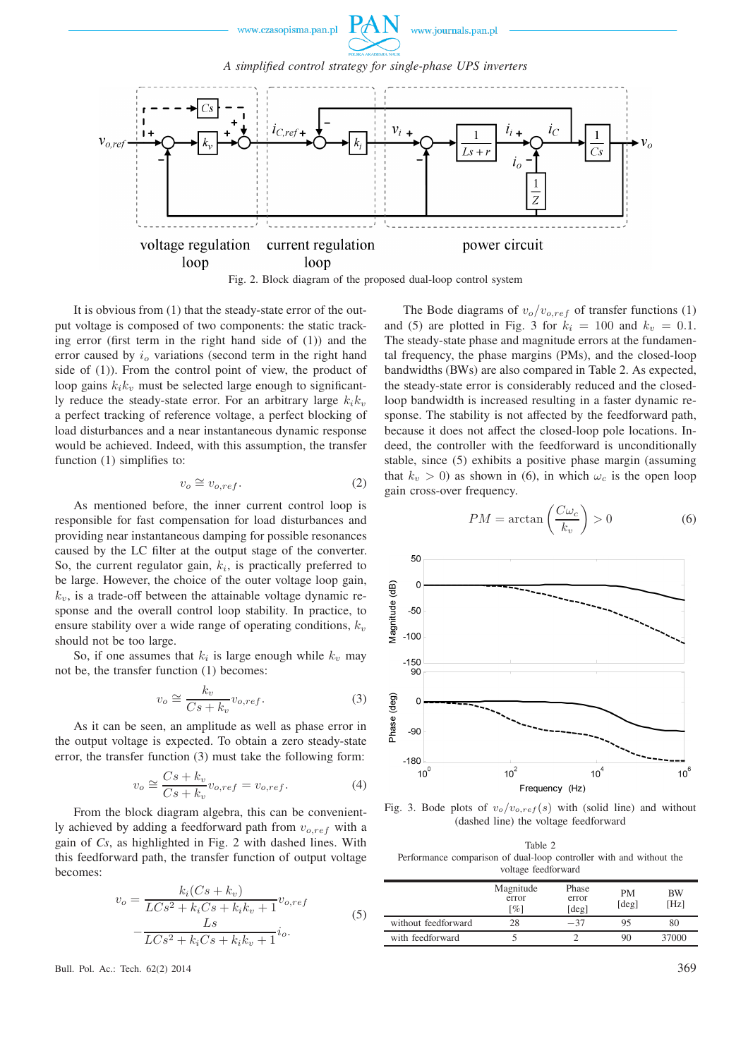Fig. 2. Block diagram of the proposed dual-loop control system

It is obvious from (1) that the steady-state error of the output voltage is composed of two components: the static tracking error (first term in the right hand side of (1)) and the error caused by $i_o$ variations (second term in the right hand side of (1)). From the control point of view, the product of loop gains $k_i k_v$ must be selected large enough to significantly reduce the steady-state error. For an arbitrary large $k_i k_v$ a perfect tracking of reference voltage, a perfect blocking of load disturbances and a near instantaneous dynamic response would be achieved. Indeed, with this assumption, the transfer function (1) simplifies to:

$$v_o \cong v_{o,ref}. \tag{2}$$

As mentioned before, the inner current control loop is responsible for fast compensation for load disturbances and providing near instantaneous damping for possible resonances caused by the LC filter at the output stage of the converter. So, the current regulator gain, $k_i$, is practically preferred to be large. However, the choice of the outer voltage loop gain, $k_v$, is a trade-off between the attainable voltage dynamic response and the overall control loop stability. In practice, to ensure stability over a wide range of operating conditions, $k_v$ should not be too large.

So, if one assumes that $k_i$ is large enough while $k_v$ may not be, the transfer function (1) becomes:

$$v_o \cong \frac{k_v}{Cs + k_v} v_{o,ref}. \tag{3}$$

As it can be seen, an amplitude as well as phase error in the output voltage is expected. To obtain a zero steady-state error, the transfer function (3) must take the following form:

$$v_o \cong \frac{Cs + k_v}{Cs + k_v} v_{o,ref} = v_{o,ref}. \tag{4}$$

From the block diagram algebra, this can be conveniently achieved by adding a feedforward path from $v_{o,ref}$ with a gain of $Cs$, as highlighted in Fig. 2 with dashed lines. With this feedforward path, the transfer function of output voltage becomes:

$$\begin{aligned} v_o = & \frac{k_i(Cs + k_v)}{LCs^2 + k_i Cs + k_i k_v + 1} v_{o,ref} \\ & - \frac{Ls}{LCs^2 + k_i Cs + k_i k_v + 1} i_o. \end{aligned} \tag{5}$$

The Bode diagrams of $v_o/v_{o,ref}$ of transfer functions (1) and (5) are plotted in Fig. 3 for $k_i = 100$ and $k_v = 0.1$. The steady-state phase and magnitude errors at the fundamental frequency, the phase margins (PMs), and the closed-loop bandwidths (BWs) are also compared in Table 2. As expected, the steady-state error is considerably reduced and the closed-loop bandwidth is increased resulting in a faster dynamic response. The stability is not affected by the feedforward path, because it does not affect the closed-loop pole locations. Indeed, the controller with the feedforward is unconditionally stable, since (5) exhibits a positive phase margin (assuming that $k_v > 0$) as shown in (6), in which $\omega_c$ is the open loop gain cross-over frequency.

$$PM = \arctan\left(\frac{C\omega_c}{k_v}\right) > 0 \tag{6}$$

Fig. 3. Bode plots of $v_o/v_{o,ref}(s)$ with (solid line) and without (dashed line) the voltage feedforward

Table 2
Performance comparison of dual-loop controller with and without the voltage feedforward

| | Magnitude error [%] | Phase error [deg] | PM [deg] | BW [Hz] |
|---|---|---|---|---|
| without feedforward | 28 | −37 | 95 | 80 |
| with feedforward | 5 | 2 | 90 | 37000 |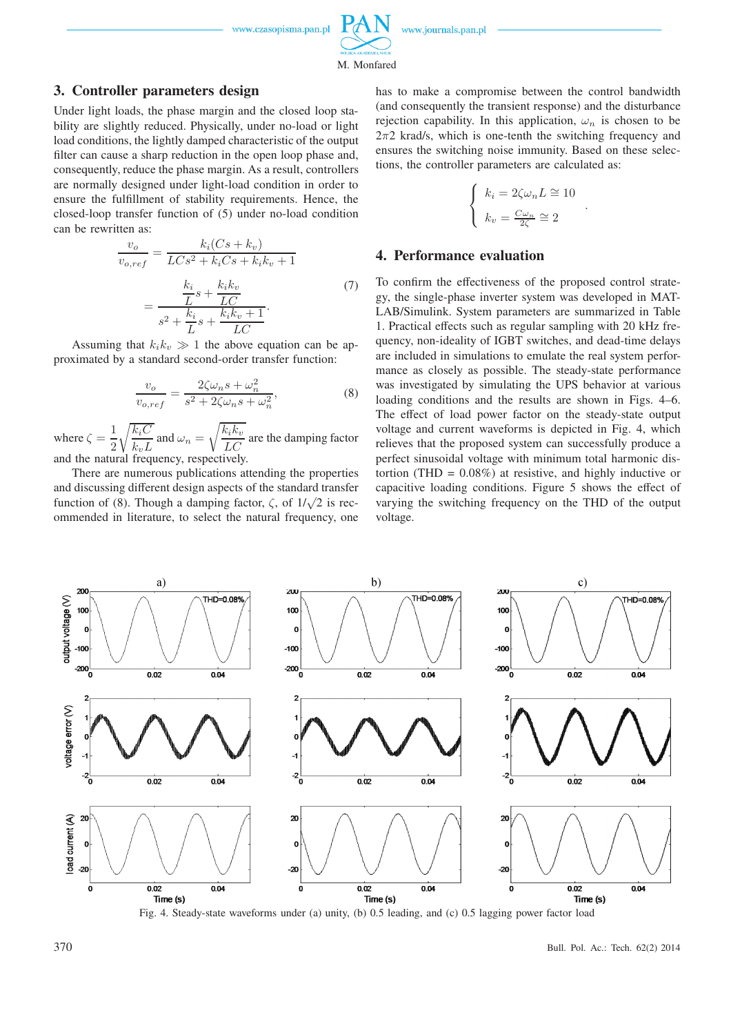## 3. Controller parameters design

Under light loads, the phase margin and the closed loop stability are slightly reduced. Physically, under no-load or light load conditions, the lightly damped characteristic of the output filter can cause a sharp reduction in the open loop phase and, consequently, reduce the phase margin. As a result, controllers are normally designed under light-load condition in order to ensure the fulfillment of stability requirements. Hence, the closed-loop transfer function of (5) under no-load condition can be rewritten as:

$$\frac{v_o}{v_{o,ref}} = \frac{k_i(Cs + k_v)}{LCs^2 + k_iCs + k_ik_v + 1} = \frac{\frac{k_i}{L}s + \frac{k_ik_v}{LC}}{s^2 + \frac{k_i}{L}s + \frac{k_ik_v + 1}{LC}}. \tag{7}$$

Assuming that $k_ik_v \gg 1$ the above equation can be approximated by a standard second-order transfer function:

$$\frac{v_o}{v_{o,ref}} = \frac{2\zeta\omega_n s + \omega_n^2}{s^2 + 2\zeta\omega_n s + \omega_n^2}, \tag{8}$$

where $\zeta = \frac{1}{2}\sqrt{\frac{k_iC}{k_vL}}$ and $\omega_n = \sqrt{\frac{k_ik_v}{LC}}$ are the damping factor and the natural frequency, respectively.

There are numerous publications attending the properties and discussing different design aspects of the standard transfer function of (8). Though a damping factor, $\zeta$, of $1/\sqrt{2}$ is recommended in literature, to select the natural frequency, one has to make a compromise between the control bandwidth (and consequently the transient response) and the disturbance rejection capability. In this application, $\omega_n$ is chosen to be $2\pi2$ krad/s, which is one-tenth the switching frequency and ensures the switching noise immunity. Based on these selections, the controller parameters are calculated as:

$$\begin{cases} k_i = 2\zeta\omega_n L \cong 10 \\ k_v = \frac{C\omega_n}{2\zeta} \cong 2 \end{cases}.$$

## 4. Performance evaluation

To confirm the effectiveness of the proposed control strategy, the single-phase inverter system was developed in MATLAB/Simulink. System parameters are summarized in Table 1. Practical effects such as regular sampling with 20 kHz frequency, non-ideality of IGBT switches, and dead-time delays are included in simulations to emulate the real system performance as closely as possible. The steady-state performance was investigated by simulating the UPS behavior at various loading conditions and the results are shown in Figs. 4–6. The effect of load power factor on the steady-state output voltage and current waveforms is depicted in Fig. 4, which relieves that the proposed system can successfully produce a perfect sinusoidal voltage with minimum total harmonic distortion (THD = 0.08%) at resistive, and highly inductive or capacitive loading conditions. Figure 5 shows the effect of varying the switching frequency on the THD of the output voltage.

Fig. 4. Steady-state waveforms under (a) unity, (b) 0.5 leading, and (c) 0.5 lagging power factor load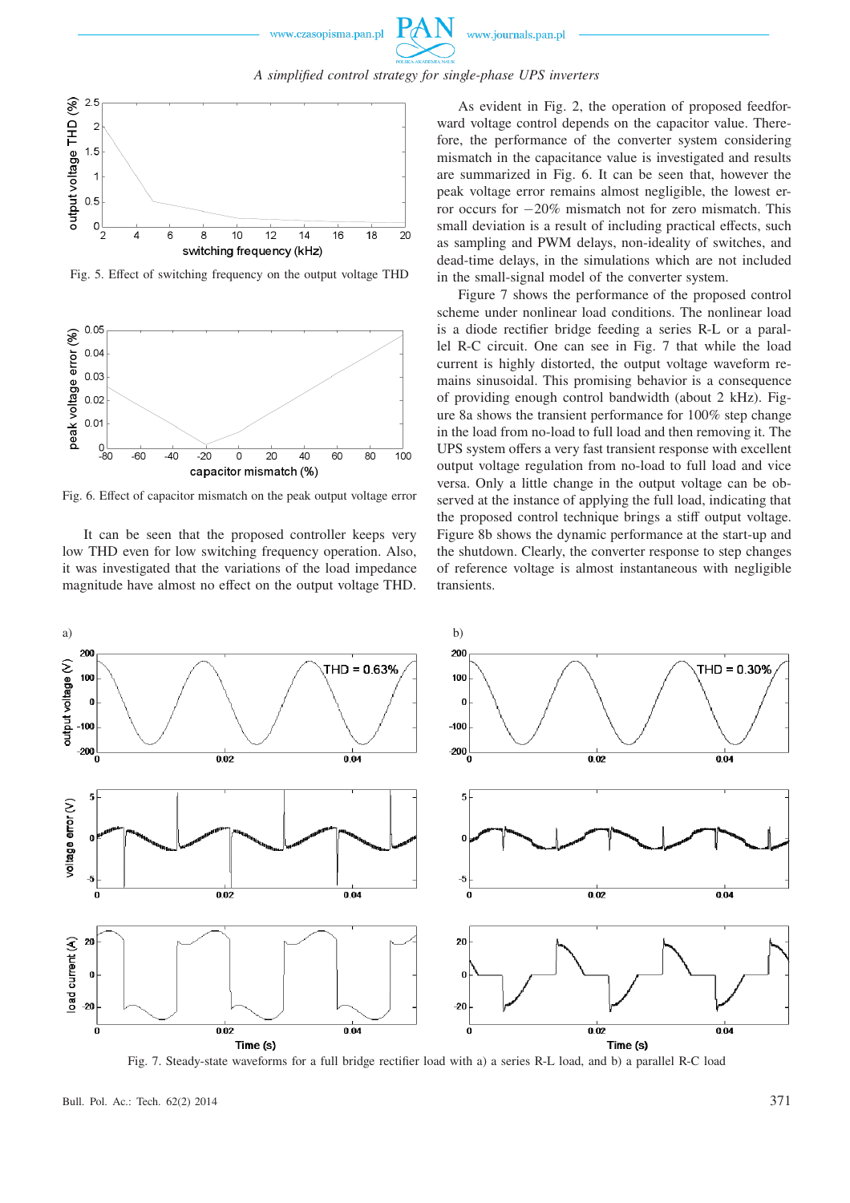Fig. 5. Effect of switching frequency on the output voltage THD

Fig. 6. Effect of capacitor mismatch on the peak output voltage error

It can be seen that the proposed controller keeps very low THD even for low switching frequency operation. Also, it was investigated that the variations of the load impedance magnitude have almost no effect on the output voltage THD.

As evident in Fig. 2, the operation of proposed feedforward voltage control depends on the capacitor value. Therefore, the performance of the converter system considering mismatch in the capacitance value is investigated and results are summarized in Fig. 6. It can be seen that, however the peak voltage error remains almost negligible, the lowest error occurs for −20% mismatch not for zero mismatch. This small deviation is a result of including practical effects, such as sampling and PWM delays, non-ideality of switches, and dead-time delays, in the simulations which are not included in the small-signal model of the converter system.

Figure 7 shows the performance of the proposed control scheme under nonlinear load conditions. The nonlinear load is a diode rectifier bridge feeding a series R-L or a parallel R-C circuit. One can see in Fig. 7 that while the load current is highly distorted, the output voltage waveform remains sinusoidal. This promising behavior is a consequence of providing enough control bandwidth (about 2 kHz). Figure 8a shows the transient performance for 100% step change in the load from no-load to full load and then removing it. The UPS system offers a very fast transient response with excellent output voltage regulation from no-load to full load and vice versa. Only a little change in the output voltage can be observed at the instance of applying the full load, indicating that the proposed control technique brings a stiff output voltage. Figure 8b shows the dynamic performance at the start-up and the shutdown. Clearly, the converter response to step changes of reference voltage is almost instantaneous with negligible transients.

Fig. 7. Steady-state waveforms for a full bridge rectifier load with a) a series R-L load, and b) a parallel R-C load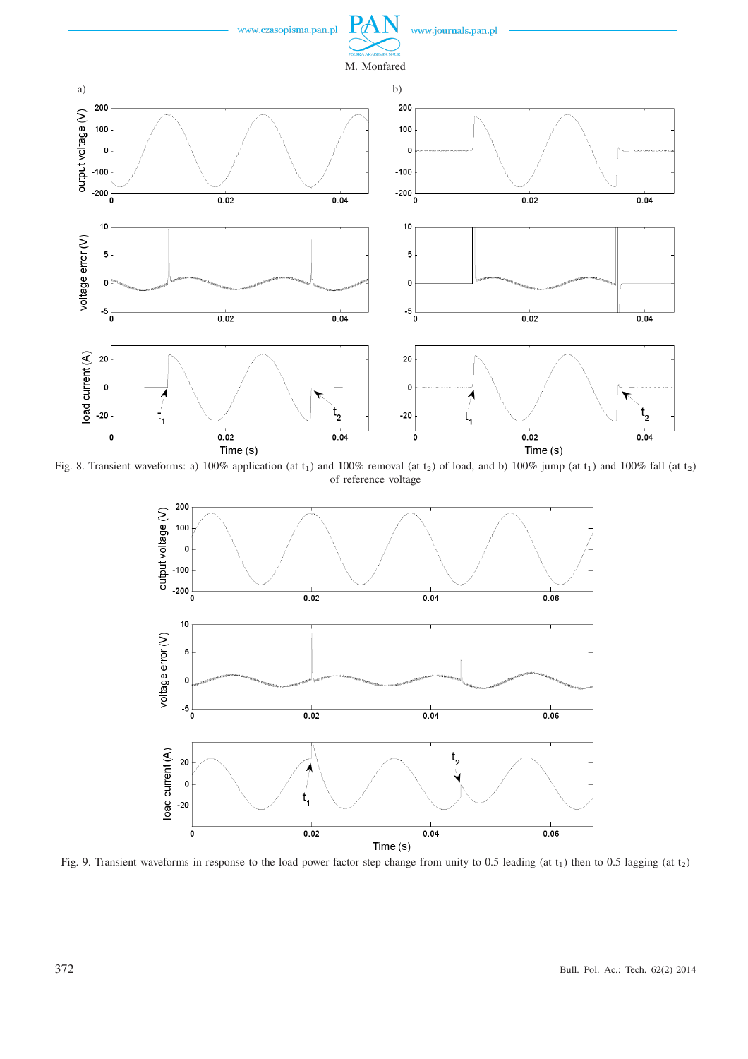Fig. 8. Transient waveforms: a) 100% application (at $t_1$) and 100% removal (at $t_2$) of load, and b) 100% jump (at $t_1$) and 100% fall (at $t_2$) of reference voltage

Fig. 9. Transient waveforms in response to the load power factor step change from unity to 0.5 leading (at $t_1$) then to 0.5 lagging (at $t_2$)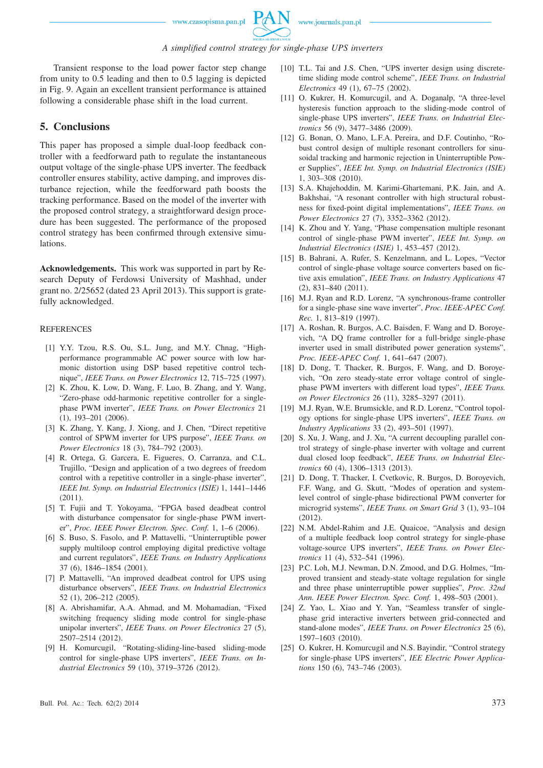Transient response to the load power factor step change from unity to 0.5 leading and then to 0.5 lagging is depicted in Fig. 9. Again an excellent transient performance is attained following a considerable phase shift in the load current.

## 5. Conclusions

This paper has proposed a simple dual-loop feedback controller with a feedforward path to regulate the instantaneous output voltage of the single-phase UPS inverter. The feedback controller ensures stability, active damping, and improves disturbance rejection, while the feedforward path boosts the tracking performance. Based on the model of the inverter with the proposed control strategy, a straightforward design procedure has been suggested. The performance of the proposed control strategy has been confirmed through extensive simulations.

**Acknowledgements.** This work was supported in part by Research Deputy of Ferdowsi University of Mashhad, under grant no. 2/25652 (dated 23 April 2013). This support is gratefully acknowledged.

REFERENCES

[1] Y.Y. Tzou, R.S. Ou, S.L. Jung, and M.Y. Chnag, "High-performance programmable AC power source with low harmonic distortion using DSP based repetitive control technique", *IEEE Trans. on Power Electronics* 12, 715–725 (1997).

[2] K. Zhou, K. Low, D. Wang, F. Luo, B. Zhang, and Y. Wang, "Zero-phase odd-harmonic repetitive controller for a single-phase PWM inverter", *IEEE Trans. on Power Electronics* 21 (1), 193–201 (2006).

[3] K. Zhang, Y. Kang, J. Xiong, and J. Chen, "Direct repetitive control of SPWM inverter for UPS purpose", *IEEE Trans. on Power Electronics* 18 (3), 784–792 (2003).

[4] R. Ortega, G. Garcera, E. Figueres, O. Carranza, and C.L. Trujillo, "Design and application of a two degrees of freedom control with a repetitive controller in a single-phase inverter", *IEEE Int. Symp. on Industrial Electronics (ISIE)* 1, 1441–1446 (2011).

[5] T. Fujii and T. Yokoyama, "FPGA based deadbeat control with disturbance compensator for single-phase PWM inverter", *Proc. IEEE Power Electron. Spec. Conf.* 1, 1–6 (2006).

[6] S. Buso, S. Fasolo, and P. Mattavelli, "Uninterruptible power supply multiloop control employing digital predictive voltage and current regulators", *IEEE Trans. on Industry Applications* 37 (6), 1846–1854 (2001).

[7] P. Mattavelli, "An improved deadbeat control for UPS using disturbance observers", *IEEE Trans. on Industrial Electronics* 52 (1), 206–212 (2005).

[8] A. Abrishamifar, A.A. Ahmad, and M. Mohamadian, "Fixed switching frequency sliding mode control for single-phase unipolar inverters", *IEEE Trans. on Power Electronics* 27 (5), 2507–2514 (2012).

[9] H. Komurcugil, "Rotating-sliding-line-based sliding-mode control for single-phase UPS inverters", *IEEE Trans. on Industrial Electronics* 59 (10), 3719–3726 (2012).

[10] T.L. Tai and J.S. Chen, "UPS inverter design using discrete-time sliding mode control scheme", *IEEE Trans. on Industrial Electronics* 49 (1), 67–75 (2002).

[11] O. Kukrer, H. Komurcugil, and A. Doganalp, "A three-level hysteresis function approach to the sliding-mode control of single-phase UPS inverters", *IEEE Trans. on Industrial Electronics* 56 (9), 3477–3486 (2009).

[12] G. Bonan, O. Mano, L.F.A. Pereira, and D.F. Coutinho, "Robust control design of multiple resonant controllers for sinusoidal tracking and harmonic rejection in Uninterruptible Power Supplies", *IEEE Int. Symp. on Industrial Electronics (ISIE)* 1, 303–308 (2010).

[13] S.A. Khajehoddin, M. Karimi-Ghartemani, P.K. Jain, and A. Bakhshai, "A resonant controller with high structural robustness for fixed-point digital implementations", *IEEE Trans. on Power Electronics* 27 (7), 3352–3362 (2012).

[14] K. Zhou and Y. Yang, "Phase compensation multiple resonant control of single-phase PWM inverter", *IEEE Int. Symp. on Industrial Electronics (ISIE)* 1, 453–457 (2012).

[15] B. Bahrani, A. Rufer, S. Kenzelmann, and L. Lopes, "Vector control of single-phase voltage source converters based on fictive axis emulation", *IEEE Trans. on Industry Applications* 47 (2), 831–840 (2011).

[16] M.J. Ryan and R.D. Lorenz, "A synchronous-frame controller for a single-phase sine wave inverter", *Proc. IEEE-APEC Conf. Rec.* 1, 813–819 (1997).

[17] A. Roshan, R. Burgos, A.C. Baisden, F. Wang and D. Boroyevich, "A DQ frame controller for a full-bridge single-phase inverter used in small distributed power generation systems", *Proc. IEEE-APEC Conf.* 1, 641–647 (2007).

[18] D. Dong, T. Thacker, R. Burgos, F. Wang, and D. Boroyevich, "On zero steady-state error voltage control of single-phase PWM inverters with different load types", *IEEE Trans. on Power Electronics* 26 (11), 3285–3297 (2011).

[19] M.J. Ryan, W.E. Brumsickle, and R.D. Lorenz, "Control topology options for single-phase UPS inverters", *IEEE Trans. on Industry Applications* 33 (2), 493–501 (1997).

[20] S. Xu, J. Wang, and J. Xu, "A current decoupling parallel control strategy of single-phase inverter with voltage and current dual closed loop feedback", *IEEE Trans. on Industrial Electronics* 60 (4), 1306–1313 (2013).

[21] D. Dong, T. Thacker, I. Cvetkovic, R. Burgos, D. Boroyevich, F.F. Wang, and G. Skutt, "Modes of operation and system-level control of single-phase bidirectional PWM converter for microgrid systems", *IEEE Trans. on Smart Grid* 3 (1), 93–104 (2012).

[22] N.M. Abdel-Rahim and J.E. Quaicoe, "Analysis and design of a multiple feedback loop control strategy for single-phase voltage-source UPS inverters", *IEEE Trans. on Power Electronics* 11 (4), 532–541 (1996).

[23] P.C. Loh, M.J. Newman, D.N. Zmood, and D.G. Holmes, "Improved transient and steady-state voltage regulation for single and three phase uninterruptible power supplies", *Proc. 32nd Ann. IEEE Power Electron. Spec. Conf.* 1, 498–503 (2001).

[24] Z. Yao, L. Xiao and Y. Yan, "Seamless transfer of single-phase grid interactive inverters between grid-connected and stand-alone modes", *IEEE Trans. on Power Electronics* 25 (6), 1597–1603 (2010).

[25] O. Kukrer, H. Komurcugil and N.S. Bayindir, "Control strategy for single-phase UPS inverters", *IEE Electric Power Applications* 150 (6), 743–746 (2003).